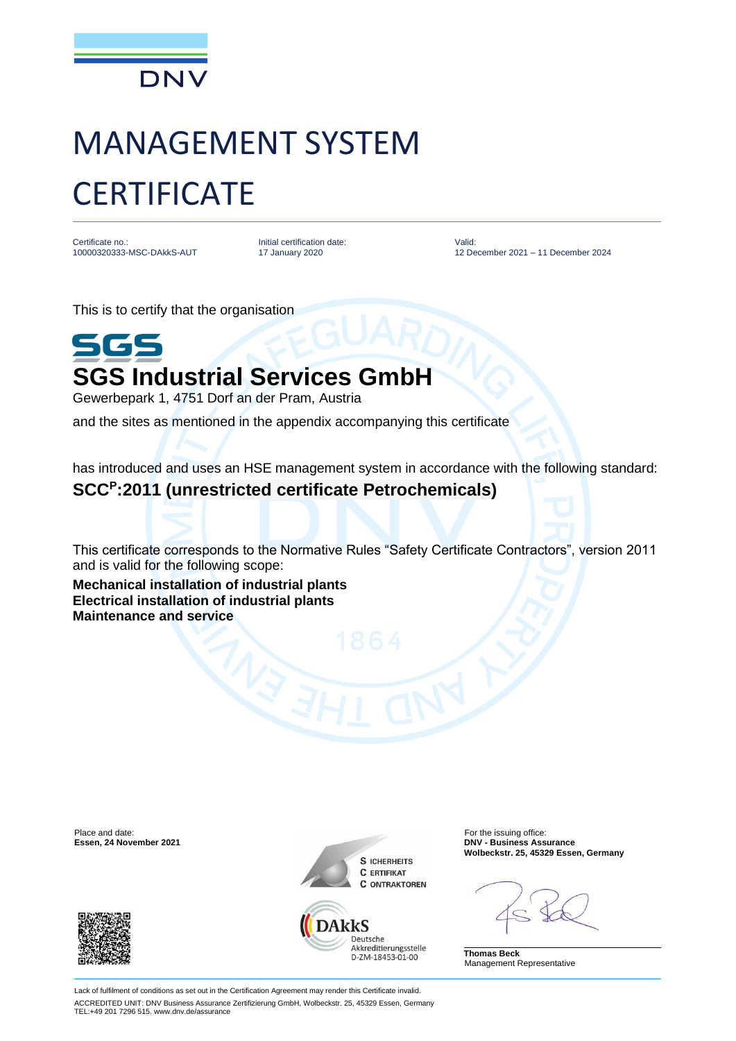DNV

# MANAGEMENT SYSTEM CERTIFICATE

Certificate no.:
10000320333-MSC-DAkkS-AUT

Initial certification date:
17 January 2020

Valid:
12 December 2021 – 11 December 2024

This is to certify that the organisation

SGS

## SGS Industrial Services GmbH

Gewerbepark 1, 4751 Dorf an der Pram, Austria

and the sites as mentioned in the appendix accompanying this certificate

has introduced and uses an HSE management system in accordance with the following standard:

**SCC$^{P}$:2011 (unrestricted certificate Petrochemicals)**

This certificate corresponds to the Normative Rules “Safety Certificate Contractors”, version 2011 and is valid for the following scope:

**Mechanical installation of industrial plants**
**Electrical installation of industrial plants**
**Maintenance and service**

Place and date:
**Essen, 24 November 2021**

SICHERHEITS
CERTIFIKAT
CONTRAKTOREN

DAkkS
Deutsche
Akkreditierungsstelle
D-ZM-18453-01-00

For the issuing office:
**DNV - Business Assurance**
**Wolbeckstr. 25, 45329 Essen, Germany**

**Thomas Beck**
Management Representative

Lack of fulfilment of conditions as set out in the Certification Agreement may render this Certificate invalid.

ACCREDITED UNIT: DNV Business Assurance Zertifizierung GmbH, Wolbeckstr. 25, 45329 Essen, Germany
TEL:+49 201 7296 515. www.dnv.de/assurance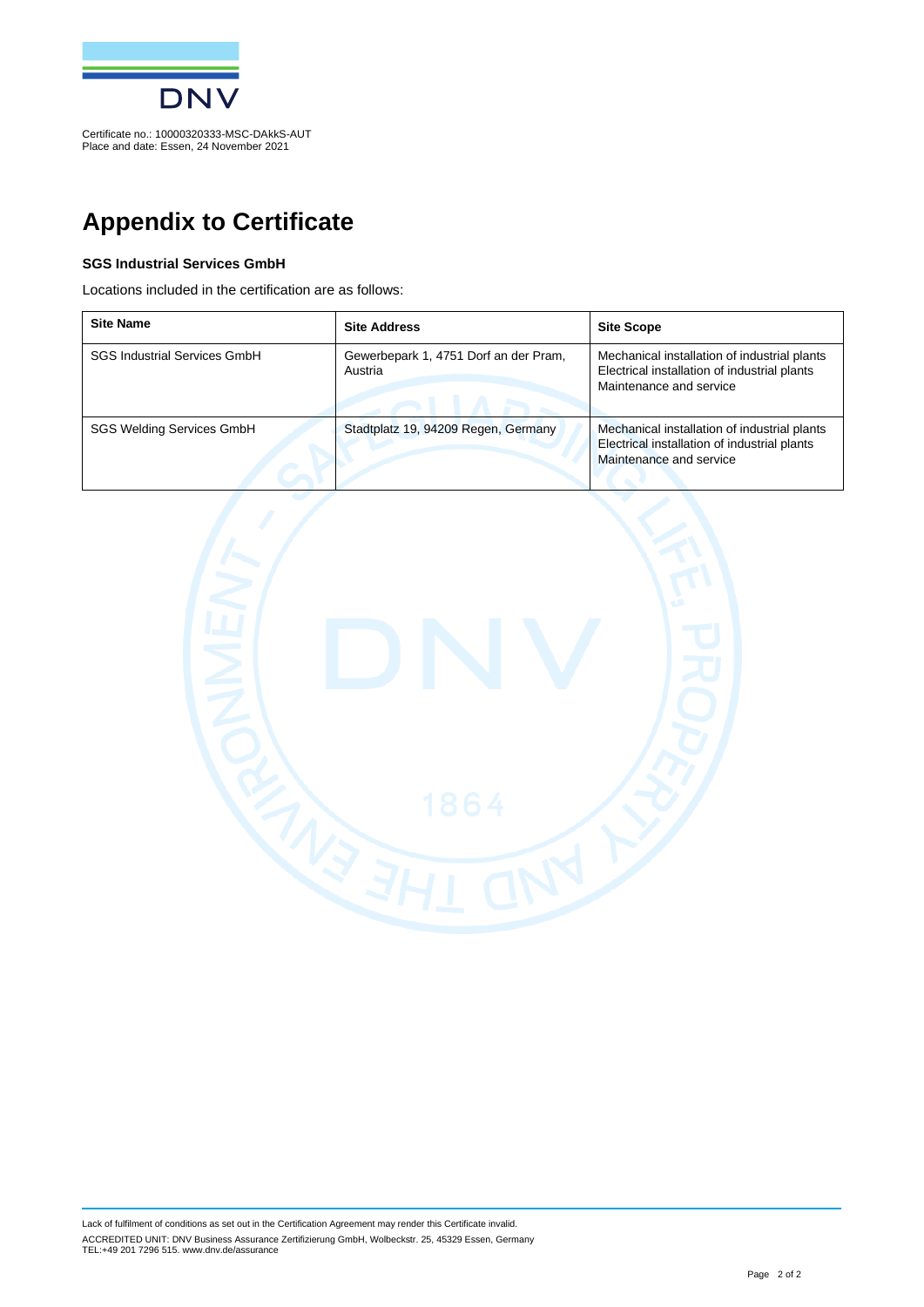Certificate no.: 10000320333-MSC-DAkkS-AUT
Place and date: Essen, 24 November 2021

# Appendix to Certificate

**SGS Industrial Services GmbH**

Locations included in the certification are as follows:

| Site Name | Site Address | Site Scope |
|---|---|---|
| SGS Industrial Services GmbH | Gewerbepark 1, 4751 Dorf an der Pram, Austria | Mechanical installation of industrial plants<br>Electrical installation of industrial plants<br>Maintenance and service |
| SGS Welding Services GmbH | Stadtplatz 19, 94209 Regen, Germany | Mechanical installation of industrial plants<br>Electrical installation of industrial plants<br>Maintenance and service |

Lack of fulfilment of conditions as set out in the Certification Agreement may render this Certificate invalid.

ACCREDITED UNIT: DNV Business Assurance Zertifizierung GmbH, Wolbeckstr. 25, 45329 Essen, Germany
TEL:+49 201 7296 515. www.dnv.de/assurance